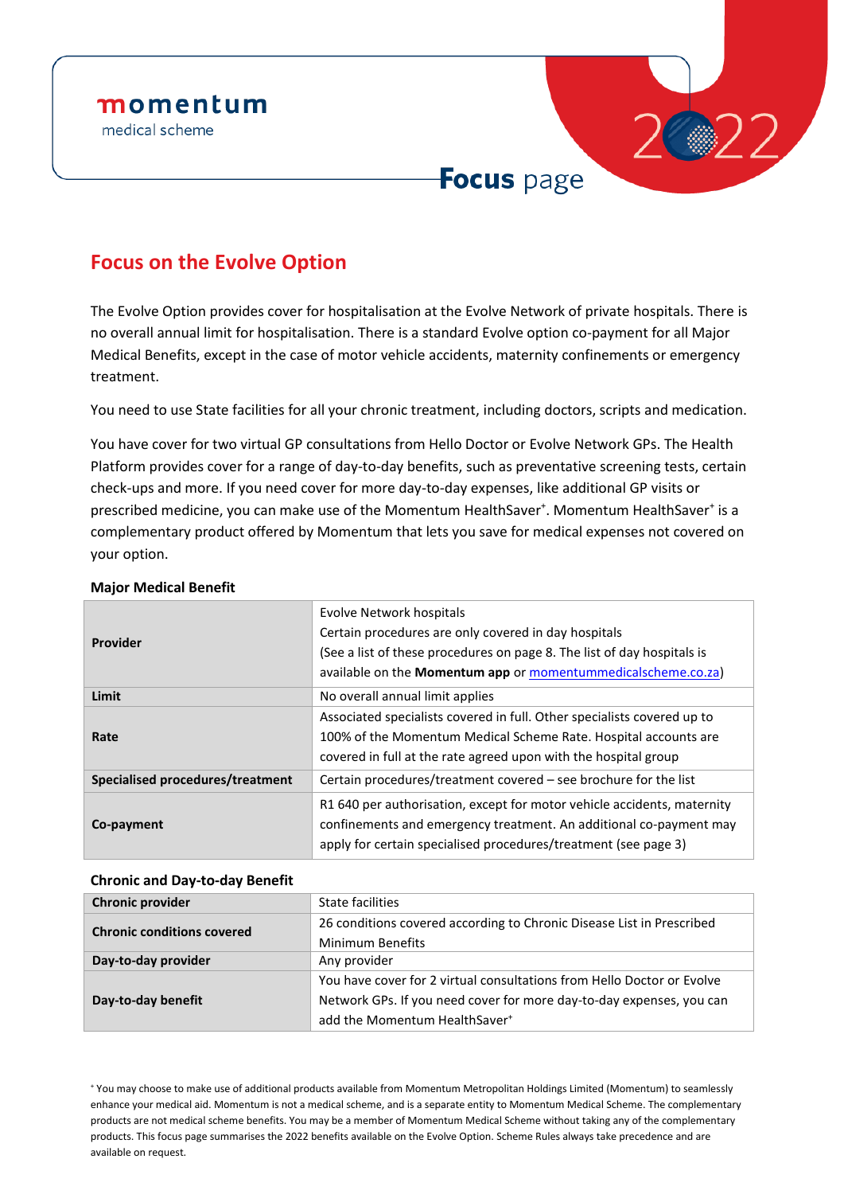momentum
medical scheme

2022

# Focus page

## Focus on the Evolve Option

The Evolve Option provides cover for hospitalisation at the Evolve Network of private hospitals. There is no overall annual limit for hospitalisation. There is a standard Evolve option co-payment for all Major Medical Benefits, except in the case of motor vehicle accidents, maternity confinements or emergency treatment.

You need to use State facilities for all your chronic treatment, including doctors, scripts and medication.

You have cover for two virtual GP consultations from Hello Doctor or Evolve Network GPs. The Health Platform provides cover for a range of day-to-day benefits, such as preventative screening tests, certain check-ups and more. If you need cover for more day-to-day expenses, like additional GP visits or prescribed medicine, you can make use of the Momentum HealthSaver+. Momentum HealthSaver+ is a complementary product offered by Momentum that lets you save for medical expenses not covered on your option.

**Major Medical Benefit**

| | |
|---|---|
| **Provider** | Evolve Network hospitals<br>Certain procedures are only covered in day hospitals<br>(See a list of these procedures on page 8. The list of day hospitals is available on the **Momentum app** or momentummedicalscheme.co.za) |
| **Limit** | No overall annual limit applies |
| **Rate** | Associated specialists covered in full. Other specialists covered up to 100% of the Momentum Medical Scheme Rate. Hospital accounts are covered in full at the rate agreed upon with the hospital group |
| **Specialised procedures/treatment** | Certain procedures/treatment covered – see brochure for the list |
| **Co-payment** | R1 640 per authorisation, except for motor vehicle accidents, maternity confinements and emergency treatment. An additional co-payment may apply for certain specialised procedures/treatment (see page 3) |

**Chronic and Day-to-day Benefit**

| | |
|---|---|
| **Chronic provider** | State facilities |
| **Chronic conditions covered** | 26 conditions covered according to Chronic Disease List in Prescribed Minimum Benefits |
| **Day-to-day provider** | Any provider |
| **Day-to-day benefit** | You have cover for 2 virtual consultations from Hello Doctor or Evolve Network GPs. If you need cover for more day-to-day expenses, you can add the Momentum HealthSaver+ |

+ You may choose to make use of additional products available from Momentum Metropolitan Holdings Limited (Momentum) to seamlessly enhance your medical aid. Momentum is not a medical scheme, and is a separate entity to Momentum Medical Scheme. The complementary products are not medical scheme benefits. You may be a member of Momentum Medical Scheme without taking any of the complementary products. This focus page summarises the 2022 benefits available on the Evolve Option. Scheme Rules always take precedence and are available on request.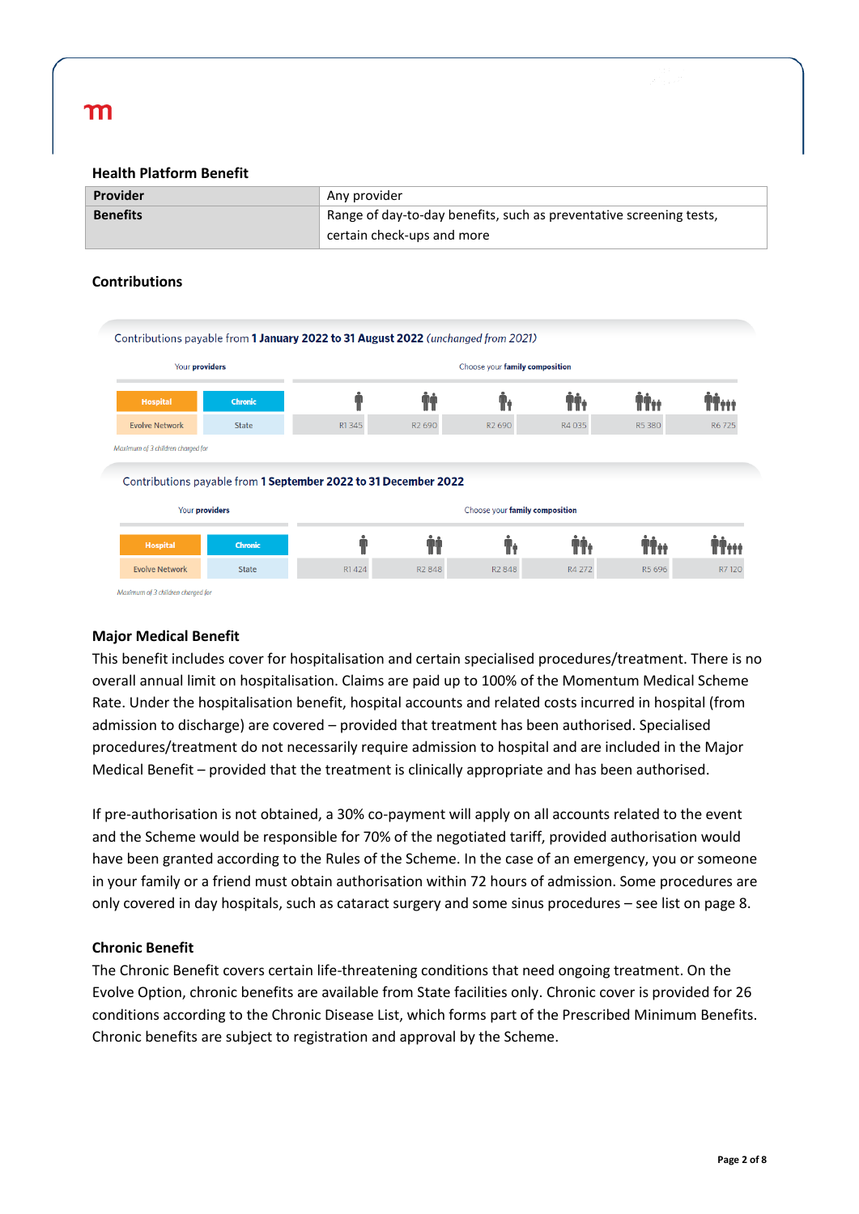### Health Platform Benefit

| Provider | Any provider |
|---|---|
| **Benefits** | Range of day-to-day benefits, such as preventative screening tests, certain check-ups and more |

### Contributions

Contributions payable from **1 January 2022 to 31 August 2022** *(unchanged from 2021)*

| Your **providers** | | Choose your **family composition** | | | | | |
|---|---|---|---|---|---|---|---|
| **Hospital** | **Chronic** | Member | Member + adult | Member + child | Member + adult + child | Member + adult + 2 children | Member + adult + 3 children |
| Evolve Network | State | R1 345 | R2 690 | R2 690 | R4 035 | R5 380 | R6 725 |

*Maximum of 3 children charged for*

Contributions payable from **1 September 2022 to 31 December 2022**

| Your **providers** | | Choose your **family composition** | | | | | |
|---|---|---|---|---|---|---|---|
| **Hospital** | **Chronic** | Member | Member + adult | Member + child | Member + adult + child | Member + adult + 2 children | Member + adult + 3 children |
| Evolve Network | State | R1 424 | R2 848 | R2 848 | R4 272 | R5 696 | R7 120 |

*Maximum of 3 children charged for*

### Major Medical Benefit

This benefit includes cover for hospitalisation and certain specialised procedures/treatment. There is no overall annual limit on hospitalisation. Claims are paid up to 100% of the Momentum Medical Scheme Rate. Under the hospitalisation benefit, hospital accounts and related costs incurred in hospital (from admission to discharge) are covered – provided that treatment has been authorised. Specialised procedures/treatment do not necessarily require admission to hospital and are included in the Major Medical Benefit – provided that the treatment is clinically appropriate and has been authorised.

If pre-authorisation is not obtained, a 30% co-payment will apply on all accounts related to the event and the Scheme would be responsible for 70% of the negotiated tariff, provided authorisation would have been granted according to the Rules of the Scheme. In the case of an emergency, you or someone in your family or a friend must obtain authorisation within 72 hours of admission. Some procedures are only covered in day hospitals, such as cataract surgery and some sinus procedures – see list on page 8.

### Chronic Benefit

The Chronic Benefit covers certain life-threatening conditions that need ongoing treatment. On the Evolve Option, chronic benefits are available from State facilities only. Chronic cover is provided for 26 conditions according to the Chronic Disease List, which forms part of the Prescribed Minimum Benefits. Chronic benefits are subject to registration and approval by the Scheme.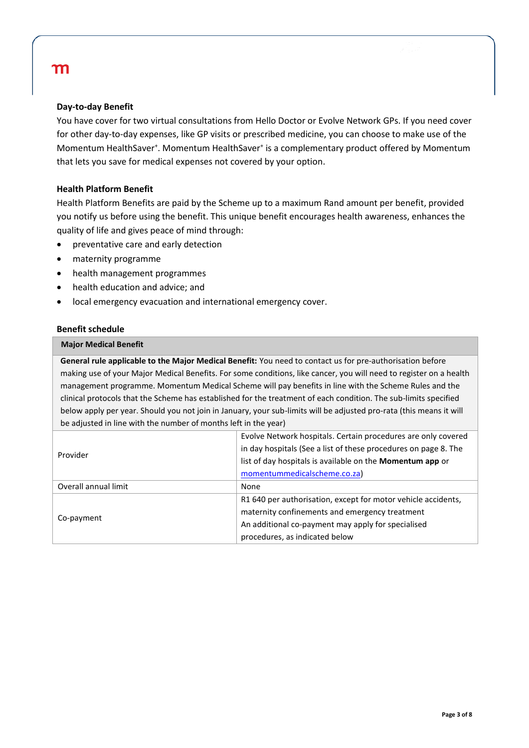### Day-to-day Benefit

You have cover for two virtual consultations from Hello Doctor or Evolve Network GPs. If you need cover for other day-to-day expenses, like GP visits or prescribed medicine, you can choose to make use of the Momentum HealthSaver⁺. Momentum HealthSaver⁺ is a complementary product offered by Momentum that lets you save for medical expenses not covered by your option.

### Health Platform Benefit

Health Platform Benefits are paid by the Scheme up to a maximum Rand amount per benefit, provided you notify us before using the benefit. This unique benefit encourages health awareness, enhances the quality of life and gives peace of mind through:

- preventative care and early detection
- maternity programme
- health management programmes
- health education and advice; and
- local emergency evacuation and international emergency cover.

### Benefit schedule

| Major Medical Benefit | |
|---|---|
| **General rule applicable to the Major Medical Benefit:** You need to contact us for pre-authorisation before making use of your Major Medical Benefits. For some conditions, like cancer, you will need to register on a health management programme. Momentum Medical Scheme will pay benefits in line with the Scheme Rules and the clinical protocols that the Scheme has established for the treatment of each condition. The sub-limits specified below apply per year. Should you not join in January, your sub-limits will be adjusted pro-rata (this means it will be adjusted in line with the number of months left in the year) | |
| Provider | Evolve Network hospitals. Certain procedures are only covered in day hospitals (See a list of these procedures on page 8. The list of day hospitals is available on the **Momentum app** or momentummedicalscheme.co.za) |
| Overall annual limit | None |
| Co-payment | R1 640 per authorisation, except for motor vehicle accidents, maternity confinements and emergency treatment<br>An additional co-payment may apply for specialised procedures, as indicated below |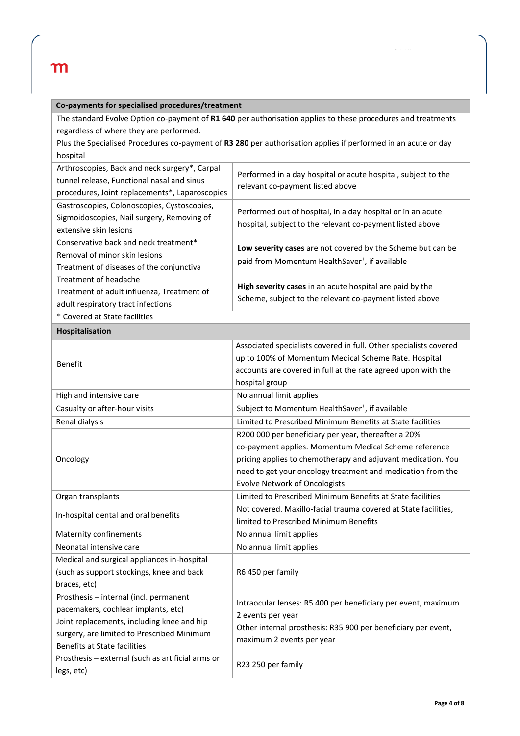| Co-payments for specialised procedures/treatment | |
|---|---|
| The standard Evolve Option co-payment of **R1 640** per authorisation applies to these procedures and treatments regardless of where they are performed.<br>Plus the Specialised Procedures co-payment of **R3 280** per authorisation applies if performed in an acute or day hospital | |
| Arthroscopies, Back and neck surgery*, Carpal tunnel release, Functional nasal and sinus procedures, Joint replacements*, Laparoscopies | Performed in a day hospital or acute hospital, subject to the relevant co-payment listed above |
| Gastroscopies, Colonoscopies, Cystoscopies, Sigmoidoscopies, Nail surgery, Removing of extensive skin lesions | Performed out of hospital, in a day hospital or in an acute hospital, subject to the relevant co-payment listed above |
| Conservative back and neck treatment*<br>Removal of minor skin lesions<br>Treatment of diseases of the conjunctiva<br>Treatment of headache<br>Treatment of adult influenza, Treatment of adult respiratory tract infections | **Low severity cases** are not covered by the Scheme but can be paid from Momentum HealthSaver+, if available<br><br>**High severity cases** in an acute hospital are paid by the Scheme, subject to the relevant co-payment listed above |
| * Covered at State facilities | |

| Hospitalisation | |
|---|---|
| Benefit | Associated specialists covered in full. Other specialists covered up to 100% of Momentum Medical Scheme Rate. Hospital accounts are covered in full at the rate agreed upon with the hospital group |
| High and intensive care | No annual limit applies |
| Casualty or after-hour visits | Subject to Momentum HealthSaver+, if available |
| Renal dialysis | Limited to Prescribed Minimum Benefits at State facilities |
| Oncology | R200 000 per beneficiary per year, thereafter a 20% co-payment applies. Momentum Medical Scheme reference pricing applies to chemotherapy and adjuvant medication. You need to get your oncology treatment and medication from the Evolve Network of Oncologists |
| Organ transplants | Limited to Prescribed Minimum Benefits at State facilities |
| In-hospital dental and oral benefits | Not covered. Maxillo-facial trauma covered at State facilities, limited to Prescribed Minimum Benefits |
| Maternity confinements | No annual limit applies |
| Neonatal intensive care | No annual limit applies |
| Medical and surgical appliances in-hospital (such as support stockings, knee and back braces, etc) | R6 450 per family |
| Prosthesis – internal (incl. permanent pacemakers, cochlear implants, etc)<br>Joint replacements, including knee and hip surgery, are limited to Prescribed Minimum Benefits at State facilities | Intraocular lenses: R5 400 per beneficiary per event, maximum 2 events per year<br>Other internal prosthesis: R35 900 per beneficiary per event, maximum 2 events per year |
| Prosthesis – external (such as artificial arms or legs, etc) | R23 250 per family |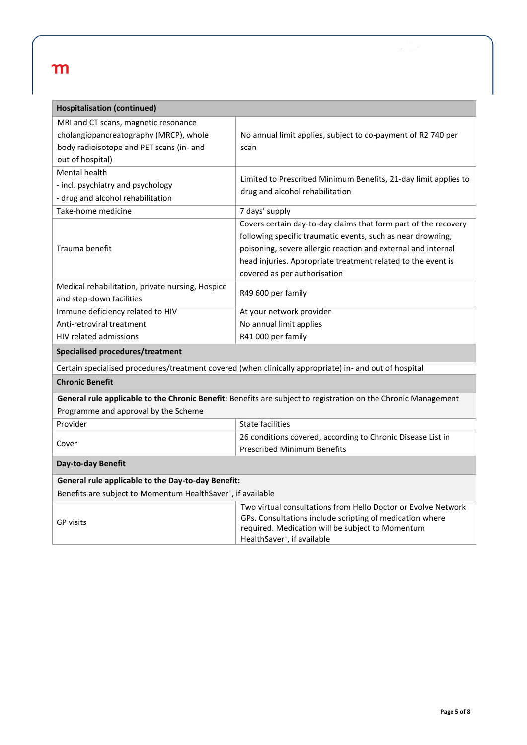| Hospitalisation (continued) | |
|---|---|
| MRI and CT scans, magnetic resonance cholangiopancreatography (MRCP), whole body radioisotope and PET scans (in- and out of hospital) | No annual limit applies, subject to co-payment of R2 740 per scan |
| Mental health<br>- incl. psychiatry and psychology<br>- drug and alcohol rehabilitation | Limited to Prescribed Minimum Benefits, 21-day limit applies to drug and alcohol rehabilitation |
| Take-home medicine | 7 days' supply |
| Trauma benefit | Covers certain day-to-day claims that form part of the recovery following specific traumatic events, such as near drowning, poisoning, severe allergic reaction and external and internal head injuries. Appropriate treatment related to the event is covered as per authorisation |
| Medical rehabilitation, private nursing, Hospice and step-down facilities | R49 600 per family |
| Immune deficiency related to HIV<br>Anti-retroviral treatment<br>HIV related admissions | At your network provider<br>No annual limit applies<br>R41 000 per family |
| **Specialised procedures/treatment** | |
| Certain specialised procedures/treatment covered (when clinically appropriate) in- and out of hospital | |
| **Chronic Benefit** | |
| **General rule applicable to the Chronic Benefit:** Benefits are subject to registration on the Chronic Management Programme and approval by the Scheme | |
| Provider | State facilities |
| Cover | 26 conditions covered, according to Chronic Disease List in Prescribed Minimum Benefits |
| **Day-to-day Benefit** | |
| **General rule applicable to the Day-to-day Benefit:**<br>Benefits are subject to Momentum HealthSaver+, if available | |
| GP visits | Two virtual consultations from Hello Doctor or Evolve Network GPs. Consultations include scripting of medication where required. Medication will be subject to Momentum HealthSaver+, if available |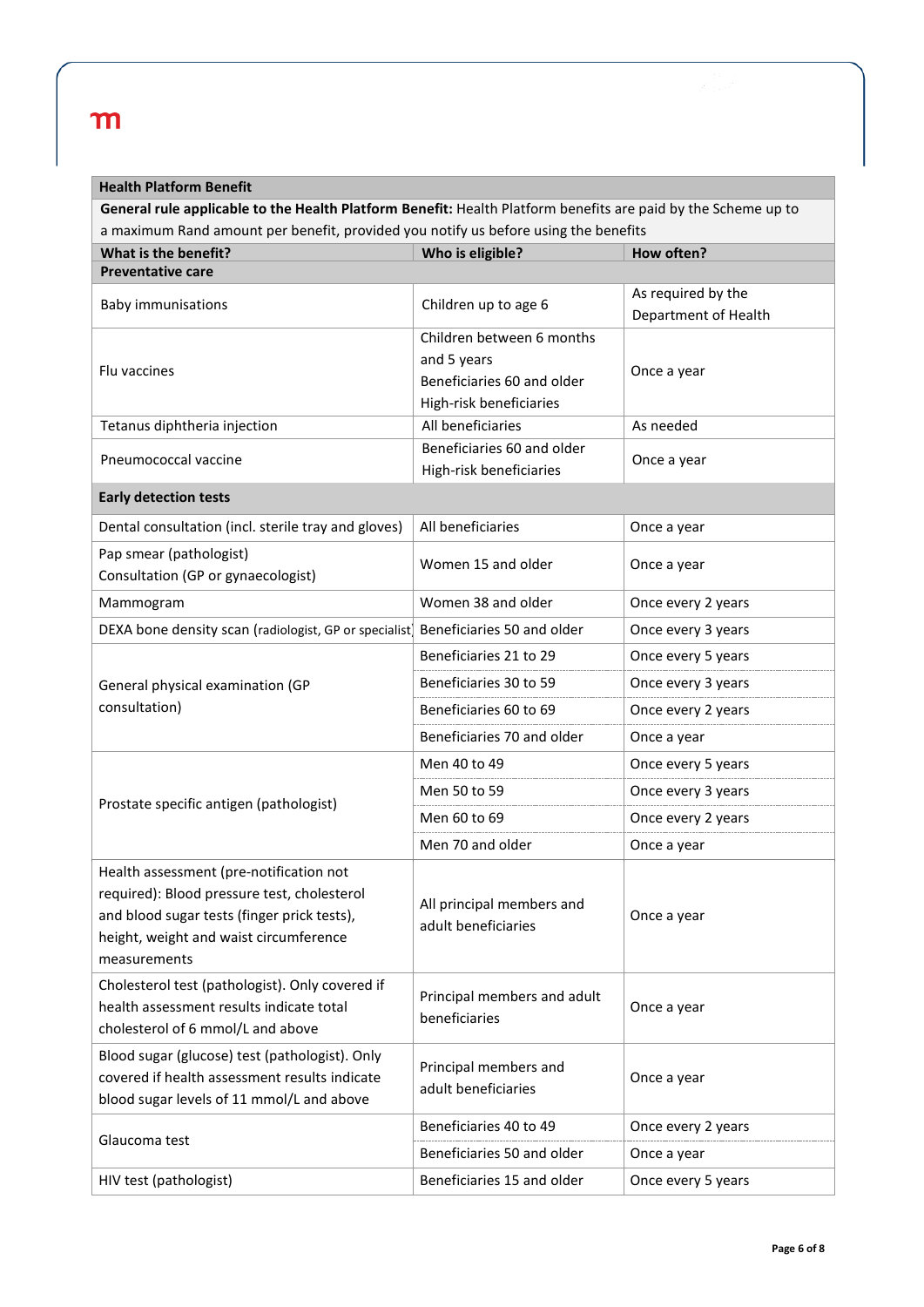| Health Platform Benefit | | |
|---|---|---|
| **General rule applicable to the Health Platform Benefit:** Health Platform benefits are paid by the Scheme up to a maximum Rand amount per benefit, provided you notify us before using the benefits | | |
| **What is the benefit?** | **Who is eligible?** | **How often?** |
| **Preventative care** | | |
| Baby immunisations | Children up to age 6 | As required by the Department of Health |
| Flu vaccines | Children between 6 months and 5 years<br>Beneficiaries 60 and older<br>High-risk beneficiaries | Once a year |
| Tetanus diphtheria injection | All beneficiaries | As needed |
| Pneumococcal vaccine | Beneficiaries 60 and older<br>High-risk beneficiaries | Once a year |
| **Early detection tests** | | |
| Dental consultation (incl. sterile tray and gloves) | All beneficiaries | Once a year |
| Pap smear (pathologist)<br>Consultation (GP or gynaecologist) | Women 15 and older | Once a year |
| Mammogram | Women 38 and older | Once every 2 years |
| DEXA bone density scan (radiologist, GP or specialist) | Beneficiaries 50 and older | Once every 3 years |
| General physical examination (GP consultation) | Beneficiaries 21 to 29 | Once every 5 years |
| | Beneficiaries 30 to 59 | Once every 3 years |
| | Beneficiaries 60 to 69 | Once every 2 years |
| | Beneficiaries 70 and older | Once a year |
| Prostate specific antigen (pathologist) | Men 40 to 49 | Once every 5 years |
| | Men 50 to 59 | Once every 3 years |
| | Men 60 to 69 | Once every 2 years |
| | Men 70 and older | Once a year |
| Health assessment (pre-notification not required): Blood pressure test, cholesterol and blood sugar tests (finger prick tests), height, weight and waist circumference measurements | All principal members and adult beneficiaries | Once a year |
| Cholesterol test (pathologist). Only covered if health assessment results indicate total cholesterol of 6 mmol/L and above | Principal members and adult beneficiaries | Once a year |
| Blood sugar (glucose) test (pathologist). Only covered if health assessment results indicate blood sugar levels of 11 mmol/L and above | Principal members and adult beneficiaries | Once a year |
| Glaucoma test | Beneficiaries 40 to 49 | Once every 2 years |
| | Beneficiaries 50 and older | Once a year |
| HIV test (pathologist) | Beneficiaries 15 and older | Once every 5 years |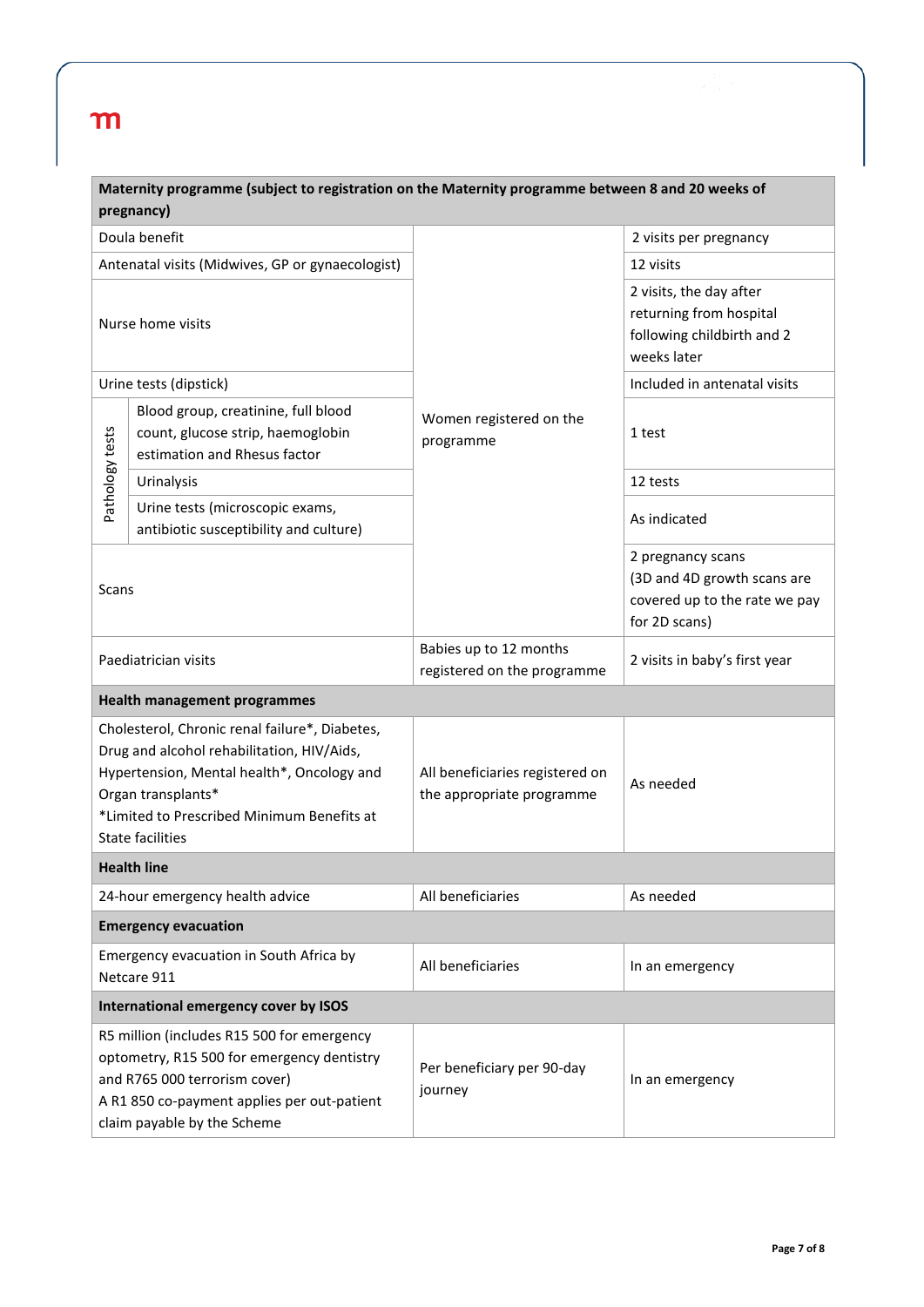| Maternity programme (subject to registration on the Maternity programme between 8 and 20 weeks of pregnancy) | | | |
|---|---|---|---|
| Doula benefit | | Women registered on the programme | 2 visits per pregnancy |
| Antenatal visits (Midwives, GP or gynaecologist) | | | 12 visits |
| Nurse home visits | | | 2 visits, the day after returning from hospital following childbirth and 2 weeks later |
| Urine tests (dipstick) | | | Included in antenatal visits |
| Pathology tests | Blood group, creatinine, full blood count, glucose strip, haemoglobin estimation and Rhesus factor | | 1 test |
| | Urinalysis | | 12 tests |
| | Urine tests (microscopic exams, antibiotic susceptibility and culture) | | As indicated |
| Scans | | | 2 pregnancy scans (3D and 4D growth scans are covered up to the rate we pay for 2D scans) |
| Paediatrician visits | | Babies up to 12 months registered on the programme | 2 visits in baby's first year |
| **Health management programmes** | | | |
| Cholesterol, Chronic renal failure*, Diabetes, Drug and alcohol rehabilitation, HIV/Aids, Hypertension, Mental health*, Oncology and Organ transplants*<br>*Limited to Prescribed Minimum Benefits at State facilities | | All beneficiaries registered on the appropriate programme | As needed |
| **Health line** | | | |
| 24-hour emergency health advice | | All beneficiaries | As needed |
| **Emergency evacuation** | | | |
| Emergency evacuation in South Africa by Netcare 911 | | All beneficiaries | In an emergency |
| **International emergency cover by ISOS** | | | |
| R5 million (includes R15 500 for emergency optometry, R15 500 for emergency dentistry and R765 000 terrorism cover)<br>A R1 850 co-payment applies per out-patient claim payable by the Scheme | | Per beneficiary per 90-day journey | In an emergency |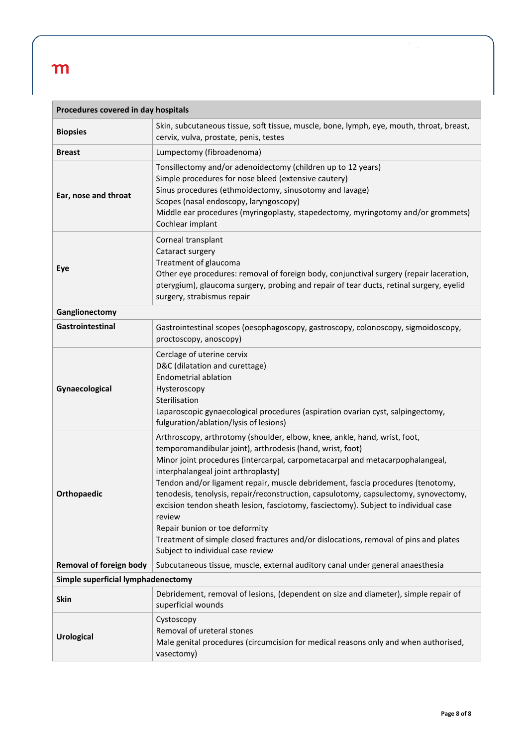| Procedures covered in day hospitals | |
|---|---|
| **Biopsies** | Skin, subcutaneous tissue, soft tissue, muscle, bone, lymph, eye, mouth, throat, breast, cervix, vulva, prostate, penis, testes |
| **Breast** | Lumpectomy (fibroadenoma) |
| **Ear, nose and throat** | Tonsillectomy and/or adenoidectomy (children up to 12 years)<br>Simple procedures for nose bleed (extensive cautery)<br>Sinus procedures (ethmoidectomy, sinusotomy and lavage)<br>Scopes (nasal endoscopy, laryngoscopy)<br>Middle ear procedures (myringoplasty, stapedectomy, myringotomy and/or grommets)<br>Cochlear implant |
| **Eye** | Corneal transplant<br>Cataract surgery<br>Treatment of glaucoma<br>Other eye procedures: removal of foreign body, conjunctival surgery (repair laceration, pterygium), glaucoma surgery, probing and repair of tear ducts, retinal surgery, eyelid surgery, strabismus repair |
| **Ganglionectomy** | |
| **Gastrointestinal** | Gastrointestinal scopes (oesophagoscopy, gastroscopy, colonoscopy, sigmoidoscopy, proctoscopy, anoscopy) |
| **Gynaecological** | Cerclage of uterine cervix<br>D&C (dilatation and curettage)<br>Endometrial ablation<br>Hysteroscopy<br>Sterilisation<br>Laparoscopic gynaecological procedures (aspiration ovarian cyst, salpingectomy, fulguration/ablation/lysis of lesions) |
| **Orthopaedic** | Arthroscopy, arthrotomy (shoulder, elbow, knee, ankle, hand, wrist, foot, temporomandibular joint), arthrodesis (hand, wrist, foot)<br>Minor joint procedures (intercarpal, carpometacarpal and metacarpophalangeal, interphalangeal joint arthroplasty)<br>Tendon and/or ligament repair, muscle debridement, fascia procedures (tenotomy, tenodesis, tenolysis, repair/reconstruction, capsulotomy, capsulectomy, synovectomy, excision tendon sheath lesion, fasciotomy, fasciectomy). Subject to individual case review<br>Repair bunion or toe deformity<br>Treatment of simple closed fractures and/or dislocations, removal of pins and plates Subject to individual case review |
| **Removal of foreign body** | Subcutaneous tissue, muscle, external auditory canal under general anaesthesia |
| **Simple superficial lymphadenectomy** | |
| **Skin** | Debridement, removal of lesions, (dependent on size and diameter), simple repair of superficial wounds |
| **Urological** | Cystoscopy<br>Removal of ureteral stones<br>Male genital procedures (circumcision for medical reasons only and when authorised, vasectomy) |